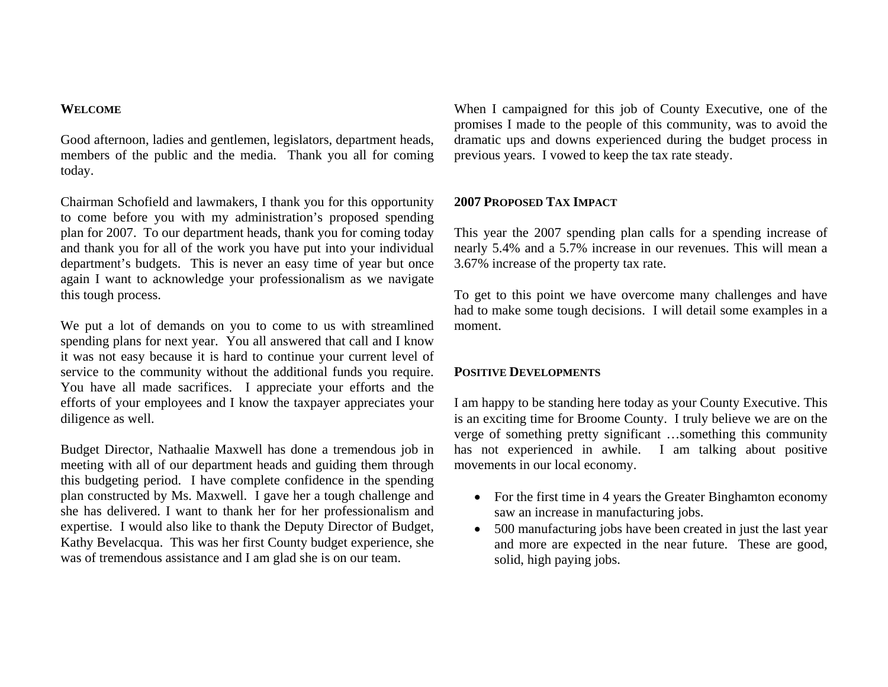## WELCOME

Good afternoon, ladies and gentlemen, legislators, department heads, members of the public and the media. Thank you all for coming today.

Chairman Schofield and lawmakers, I thank you for this opportunity to come before you with my administration's proposed spending plan for 2007. To our department heads, thank you for coming today and thank you for all of the work you have put into your individual department's budgets. This is never an easy time of year but once again I want to acknowledge your professionalism as we navigate this tough process.

We put a lot of demands on you to come to us with streamlined spending plans for next year. You all answered that call and I know it was not easy because it is hard to continue your current level of service to the community without the additional funds you require. You have all made sacrifices. I appreciate your efforts and the efforts of your employees and I know the taxpayer appreciates your diligence as well.

Budget Director, Nathaalie Maxwell has done a tremendous job in meeting with all of our department heads and guiding them through this budgeting period. I have complete confidence in the spending plan constructed by Ms. Maxwell. I gave her a tough challenge and she has delivered. I want to thank her for her professionalism and expertise. I would also like to thank the Deputy Director of Budget, Kathy Bevelacqua. This was her first County budget experience, she was of tremendous assistance and I am glad she is on our team.

When I campaigned for this job of County Executive, one of the promises I made to the people of this community, was to avoid the dramatic ups and downs experienced during the budget process in previous years. I vowed to keep the tax rate steady.

## 2007 PROPOSED TAX IMPACT

This year the 2007 spending plan calls for a spending increase of nearly 5.4% and a 5.7% increase in our revenues. This will mean a 3.67% increase of the property tax rate.

To get to this point we have overcome many challenges and have had to make some tough decisions. I will detail some examples in a moment.

## POSITIVE DEVELOPMENTS

I am happy to be standing here today as your County Executive. This is an exciting time for Broome County. I truly believe we are on the verge of something pretty significant …something this community has not experienced in awhile. I am talking about positive movements in our local economy.

- For the first time in 4 years the Greater Binghamton economy saw an increase in manufacturing jobs.
- 500 manufacturing jobs have been created in just the last year and more are expected in the near future. These are good, solid, high paying jobs.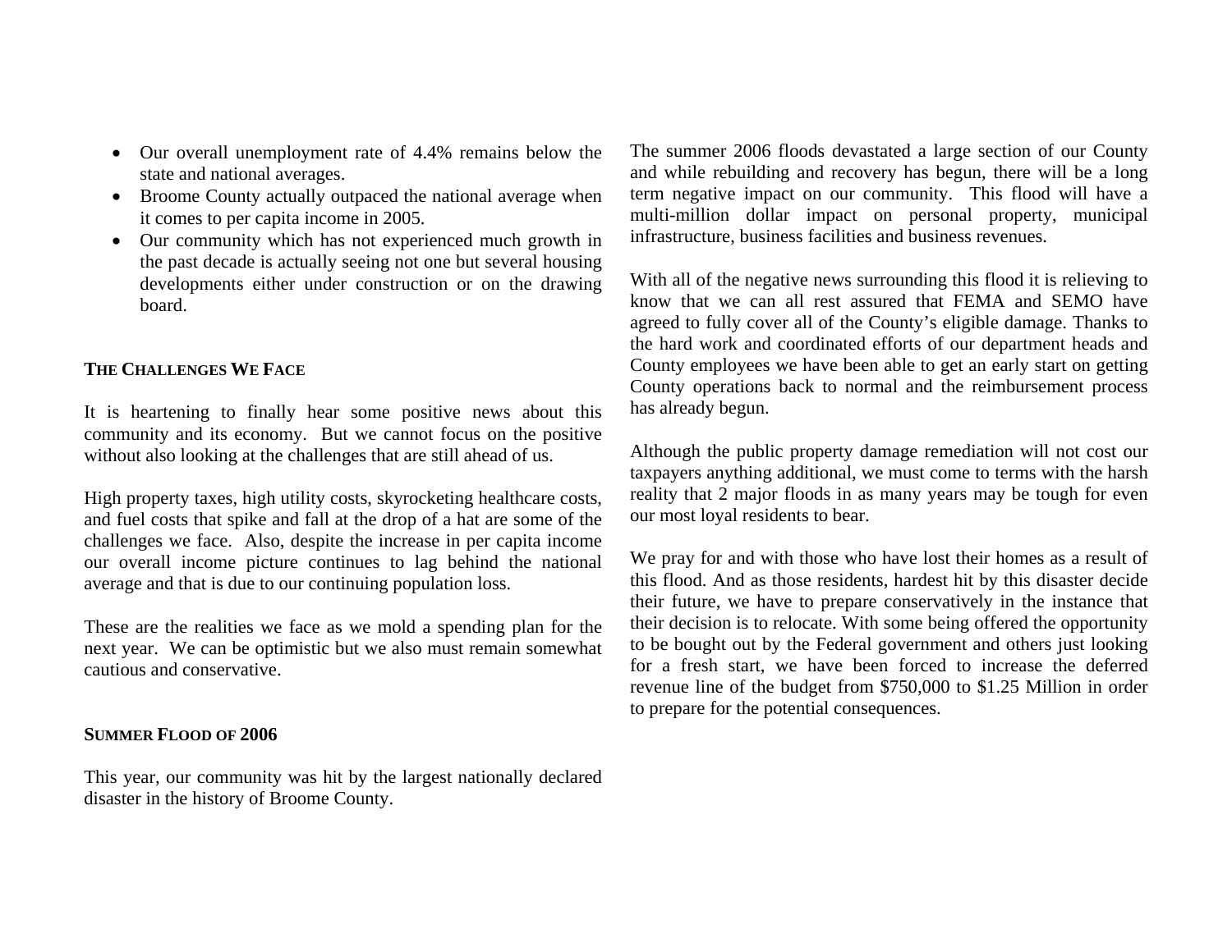- Our overall unemployment rate of 4.4% remains below the state and national averages.
- Broome County actually outpaced the national average when it comes to per capita income in 2005.
- Our community which has not experienced much growth in the past decade is actually seeing not one but several housing developments either under construction or on the drawing board.

## THE CHALLENGES WE FACE

It is heartening to finally hear some positive news about this community and its economy. But we cannot focus on the positive without also looking at the challenges that are still ahead of us.

High property taxes, high utility costs, skyrocketing healthcare costs, and fuel costs that spike and fall at the drop of a hat are some of the challenges we face. Also, despite the increase in per capita income our overall income picture continues to lag behind the national average and that is due to our continuing population loss.

These are the realities we face as we mold a spending plan for the next year. We can be optimistic but we also must remain somewhat cautious and conservative.

## SUMMER FLOOD OF 2006

This year, our community was hit by the largest nationally declared disaster in the history of Broome County.

The summer 2006 floods devastated a large section of our County and while rebuilding and recovery has begun, there will be a long term negative impact on our community. This flood will have a multi-million dollar impact on personal property, municipal infrastructure, business facilities and business revenues.

With all of the negative news surrounding this flood it is relieving to know that we can all rest assured that FEMA and SEMO have agreed to fully cover all of the County's eligible damage. Thanks to the hard work and coordinated efforts of our department heads and County employees we have been able to get an early start on getting County operations back to normal and the reimbursement process has already begun.

Although the public property damage remediation will not cost our taxpayers anything additional, we must come to terms with the harsh reality that 2 major floods in as many years may be tough for even our most loyal residents to bear.

We pray for and with those who have lost their homes as a result of this flood. And as those residents, hardest hit by this disaster decide their future, we have to prepare conservatively in the instance that their decision is to relocate. With some being offered the opportunity to be bought out by the Federal government and others just looking for a fresh start, we have been forced to increase the deferred revenue line of the budget from $750,000 to $1.25 Million in order to prepare for the potential consequences.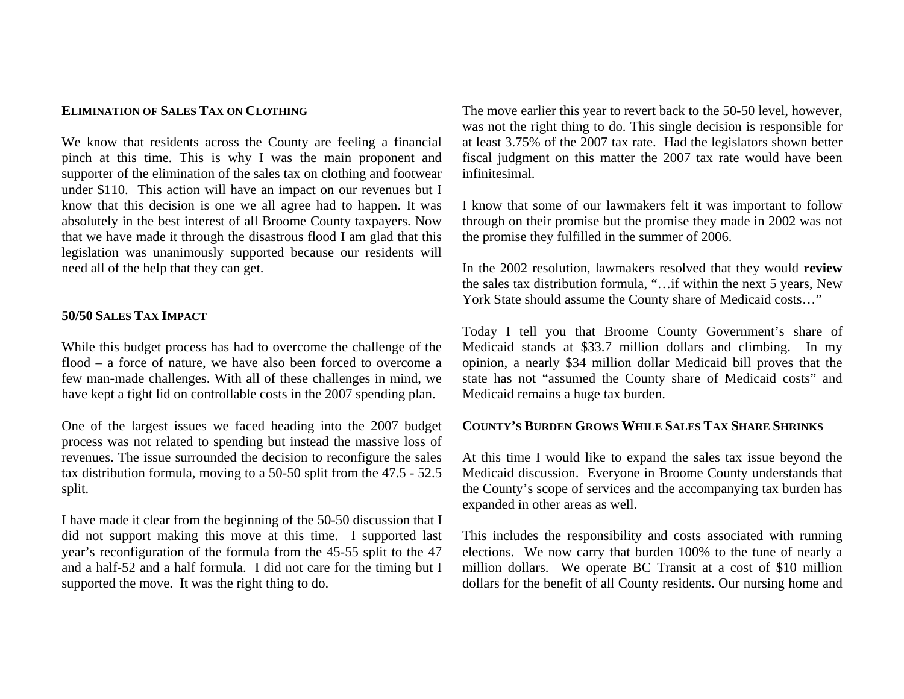## Elimination of Sales Tax on Clothing

We know that residents across the County are feeling a financial pinch at this time. This is why I was the main proponent and supporter of the elimination of the sales tax on clothing and footwear under $110. This action will have an impact on our revenues but I know that this decision is one we all agree had to happen. It was absolutely in the best interest of all Broome County taxpayers. Now that we have made it through the disastrous flood I am glad that this legislation was unanimously supported because our residents will need all of the help that they can get.

## 50/50 Sales Tax Impact

While this budget process has had to overcome the challenge of the flood – a force of nature, we have also been forced to overcome a few man-made challenges. With all of these challenges in mind, we have kept a tight lid on controllable costs in the 2007 spending plan.

One of the largest issues we faced heading into the 2007 budget process was not related to spending but instead the massive loss of revenues. The issue surrounded the decision to reconfigure the sales tax distribution formula, moving to a 50-50 split from the 47.5 - 52.5 split.

I have made it clear from the beginning of the 50-50 discussion that I did not support making this move at this time. I supported last year's reconfiguration of the formula from the 45-55 split to the 47 and a half-52 and a half formula. I did not care for the timing but I supported the move. It was the right thing to do.

The move earlier this year to revert back to the 50-50 level, however, was not the right thing to do. This single decision is responsible for at least 3.75% of the 2007 tax rate. Had the legislators shown better fiscal judgment on this matter the 2007 tax rate would have been infinitesimal.

I know that some of our lawmakers felt it was important to follow through on their promise but the promise they made in 2002 was not the promise they fulfilled in the summer of 2006.

In the 2002 resolution, lawmakers resolved that they would **review** the sales tax distribution formula, "…if within the next 5 years, New York State should assume the County share of Medicaid costs…"

Today I tell you that Broome County Government's share of Medicaid stands at $33.7 million dollars and climbing. In my opinion, a nearly $34 million dollar Medicaid bill proves that the state has not "assumed the County share of Medicaid costs" and Medicaid remains a huge tax burden.

## County's Burden Grows While Sales Tax Share Shrinks

At this time I would like to expand the sales tax issue beyond the Medicaid discussion. Everyone in Broome County understands that the County's scope of services and the accompanying tax burden has expanded in other areas as well.

This includes the responsibility and costs associated with running elections. We now carry that burden 100% to the tune of nearly a million dollars. We operate BC Transit at a cost of $10 million dollars for the benefit of all County residents. Our nursing home and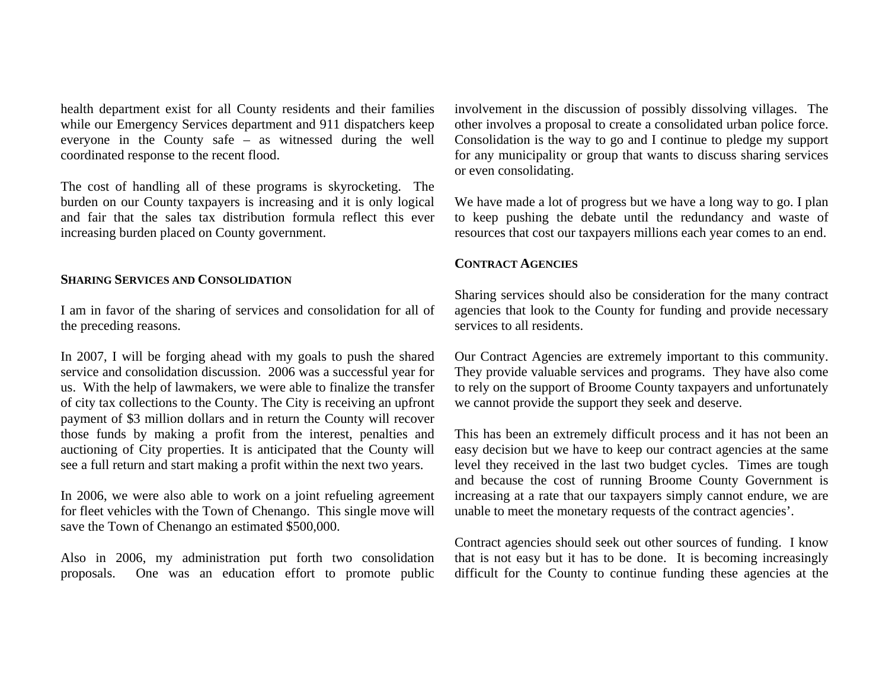health department exist for all County residents and their families while our Emergency Services department and 911 dispatchers keep everyone in the County safe – as witnessed during the well coordinated response to the recent flood.

The cost of handling all of these programs is skyrocketing. The burden on our County taxpayers is increasing and it is only logical and fair that the sales tax distribution formula reflect this ever increasing burden placed on County government.

## SHARING SERVICES AND CONSOLIDATION

I am in favor of the sharing of services and consolidation for all of the preceding reasons.

In 2007, I will be forging ahead with my goals to push the shared service and consolidation discussion. 2006 was a successful year for us. With the help of lawmakers, we were able to finalize the transfer of city tax collections to the County. The City is receiving an upfront payment of $3 million dollars and in return the County will recover those funds by making a profit from the interest, penalties and auctioning of City properties. It is anticipated that the County will see a full return and start making a profit within the next two years.

In 2006, we were also able to work on a joint refueling agreement for fleet vehicles with the Town of Chenango. This single move will save the Town of Chenango an estimated $500,000.

Also in 2006, my administration put forth two consolidation proposals. One was an education effort to promote public involvement in the discussion of possibly dissolving villages. The other involves a proposal to create a consolidated urban police force. Consolidation is the way to go and I continue to pledge my support for any municipality or group that wants to discuss sharing services or even consolidating.

We have made a lot of progress but we have a long way to go. I plan to keep pushing the debate until the redundancy and waste of resources that cost our taxpayers millions each year comes to an end.

## CONTRACT AGENCIES

Sharing services should also be consideration for the many contract agencies that look to the County for funding and provide necessary services to all residents.

Our Contract Agencies are extremely important to this community. They provide valuable services and programs. They have also come to rely on the support of Broome County taxpayers and unfortunately we cannot provide the support they seek and deserve.

This has been an extremely difficult process and it has not been an easy decision but we have to keep our contract agencies at the same level they received in the last two budget cycles. Times are tough and because the cost of running Broome County Government is increasing at a rate that our taxpayers simply cannot endure, we are unable to meet the monetary requests of the contract agencies'.

Contract agencies should seek out other sources of funding. I know that is not easy but it has to be done. It is becoming increasingly difficult for the County to continue funding these agencies at the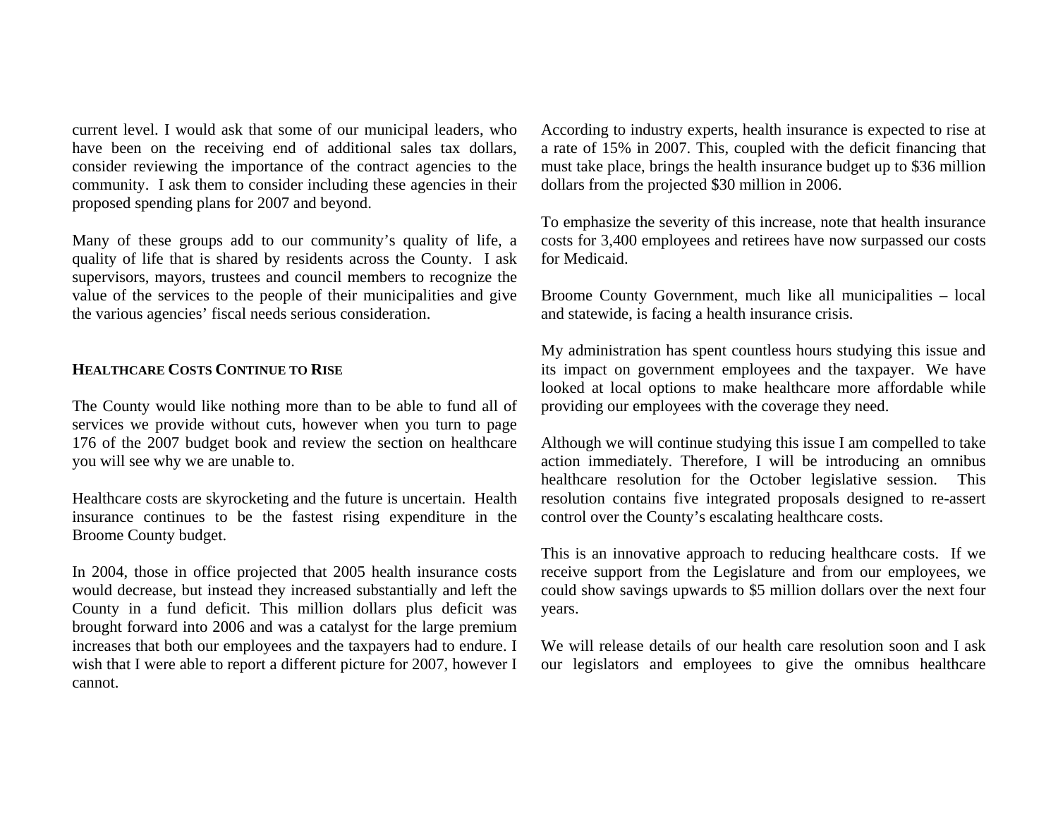current level. I would ask that some of our municipal leaders, who have been on the receiving end of additional sales tax dollars, consider reviewing the importance of the contract agencies to the community. I ask them to consider including these agencies in their proposed spending plans for 2007 and beyond.

Many of these groups add to our community's quality of life, a quality of life that is shared by residents across the County. I ask supervisors, mayors, trustees and council members to recognize the value of the services to the people of their municipalities and give the various agencies' fiscal needs serious consideration.

## HEALTHCARE COSTS CONTINUE TO RISE

The County would like nothing more than to be able to fund all of services we provide without cuts, however when you turn to page 176 of the 2007 budget book and review the section on healthcare you will see why we are unable to.

Healthcare costs are skyrocketing and the future is uncertain. Health insurance continues to be the fastest rising expenditure in the Broome County budget.

In 2004, those in office projected that 2005 health insurance costs would decrease, but instead they increased substantially and left the County in a fund deficit. This million dollars plus deficit was brought forward into 2006 and was a catalyst for the large premium increases that both our employees and the taxpayers had to endure. I wish that I were able to report a different picture for 2007, however I cannot.

According to industry experts, health insurance is expected to rise at a rate of 15% in 2007. This, coupled with the deficit financing that must take place, brings the health insurance budget up to $36 million dollars from the projected $30 million in 2006.

To emphasize the severity of this increase, note that health insurance costs for 3,400 employees and retirees have now surpassed our costs for Medicaid.

Broome County Government, much like all municipalities – local and statewide, is facing a health insurance crisis.

My administration has spent countless hours studying this issue and its impact on government employees and the taxpayer. We have looked at local options to make healthcare more affordable while providing our employees with the coverage they need.

Although we will continue studying this issue I am compelled to take action immediately. Therefore, I will be introducing an omnibus healthcare resolution for the October legislative session. This resolution contains five integrated proposals designed to re-assert control over the County's escalating healthcare costs.

This is an innovative approach to reducing healthcare costs. If we receive support from the Legislature and from our employees, we could show savings upwards to $5 million dollars over the next four years.

We will release details of our health care resolution soon and I ask our legislators and employees to give the omnibus healthcare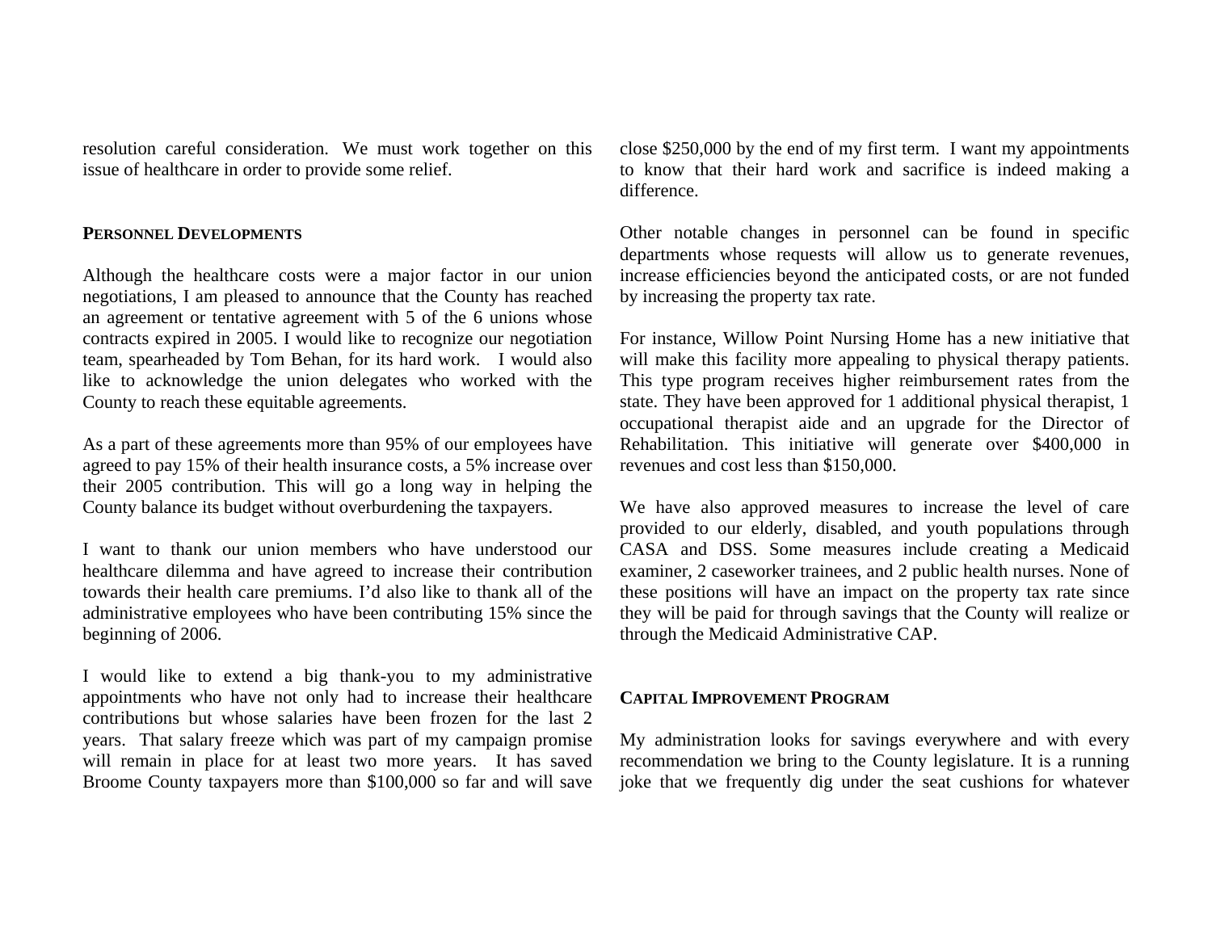resolution careful consideration. We must work together on this issue of healthcare in order to provide some relief.

## PERSONNEL DEVELOPMENTS

Although the healthcare costs were a major factor in our union negotiations, I am pleased to announce that the County has reached an agreement or tentative agreement with 5 of the 6 unions whose contracts expired in 2005. I would like to recognize our negotiation team, spearheaded by Tom Behan, for its hard work. I would also like to acknowledge the union delegates who worked with the County to reach these equitable agreements.

As a part of these agreements more than 95% of our employees have agreed to pay 15% of their health insurance costs, a 5% increase over their 2005 contribution. This will go a long way in helping the County balance its budget without overburdening the taxpayers.

I want to thank our union members who have understood our healthcare dilemma and have agreed to increase their contribution towards their health care premiums. I'd also like to thank all of the administrative employees who have been contributing 15% since the beginning of 2006.

I would like to extend a big thank-you to my administrative appointments who have not only had to increase their healthcare contributions but whose salaries have been frozen for the last 2 years. That salary freeze which was part of my campaign promise will remain in place for at least two more years. It has saved Broome County taxpayers more than $100,000 so far and will save close $250,000 by the end of my first term. I want my appointments to know that their hard work and sacrifice is indeed making a difference.

Other notable changes in personnel can be found in specific departments whose requests will allow us to generate revenues, increase efficiencies beyond the anticipated costs, or are not funded by increasing the property tax rate.

For instance, Willow Point Nursing Home has a new initiative that will make this facility more appealing to physical therapy patients. This type program receives higher reimbursement rates from the state. They have been approved for 1 additional physical therapist, 1 occupational therapist aide and an upgrade for the Director of Rehabilitation. This initiative will generate over $400,000 in revenues and cost less than $150,000.

We have also approved measures to increase the level of care provided to our elderly, disabled, and youth populations through CASA and DSS. Some measures include creating a Medicaid examiner, 2 caseworker trainees, and 2 public health nurses. None of these positions will have an impact on the property tax rate since they will be paid for through savings that the County will realize or through the Medicaid Administrative CAP.

## CAPITAL IMPROVEMENT PROGRAM

My administration looks for savings everywhere and with every recommendation we bring to the County legislature. It is a running joke that we frequently dig under the seat cushions for whatever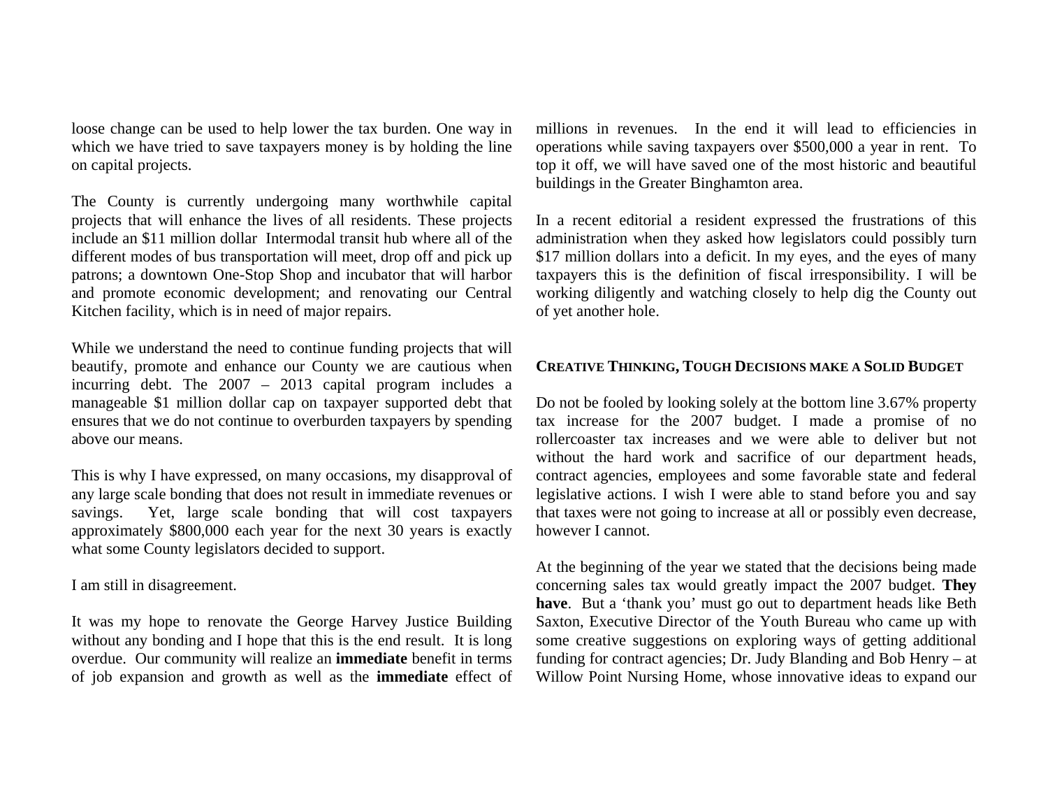loose change can be used to help lower the tax burden. One way in which we have tried to save taxpayers money is by holding the line on capital projects.

The County is currently undergoing many worthwhile capital projects that will enhance the lives of all residents. These projects include an $11 million dollar Intermodal transit hub where all of the different modes of bus transportation will meet, drop off and pick up patrons; a downtown One-Stop Shop and incubator that will harbor and promote economic development; and renovating our Central Kitchen facility, which is in need of major repairs.

While we understand the need to continue funding projects that will beautify, promote and enhance our County we are cautious when incurring debt. The 2007 – 2013 capital program includes a manageable $1 million dollar cap on taxpayer supported debt that ensures that we do not continue to overburden taxpayers by spending above our means.

This is why I have expressed, on many occasions, my disapproval of any large scale bonding that does not result in immediate revenues or savings. Yet, large scale bonding that will cost taxpayers approximately $800,000 each year for the next 30 years is exactly what some County legislators decided to support.

I am still in disagreement.

It was my hope to renovate the George Harvey Justice Building without any bonding and I hope that this is the end result. It is long overdue. Our community will realize an **immediate** benefit in terms of job expansion and growth as well as the **immediate** effect of millions in revenues. In the end it will lead to efficiencies in operations while saving taxpayers over $500,000 a year in rent. To top it off, we will have saved one of the most historic and beautiful buildings in the Greater Binghamton area.

In a recent editorial a resident expressed the frustrations of this administration when they asked how legislators could possibly turn $17 million dollars into a deficit. In my eyes, and the eyes of many taxpayers this is the definition of fiscal irresponsibility. I will be working diligently and watching closely to help dig the County out of yet another hole.

## CREATIVE THINKING, TOUGH DECISIONS MAKE A SOLID BUDGET

Do not be fooled by looking solely at the bottom line 3.67% property tax increase for the 2007 budget. I made a promise of no rollercoaster tax increases and we were able to deliver but not without the hard work and sacrifice of our department heads, contract agencies, employees and some favorable state and federal legislative actions. I wish I were able to stand before you and say that taxes were not going to increase at all or possibly even decrease, however I cannot.

At the beginning of the year we stated that the decisions being made concerning sales tax would greatly impact the 2007 budget. **They have**. But a 'thank you' must go out to department heads like Beth Saxton, Executive Director of the Youth Bureau who came up with some creative suggestions on exploring ways of getting additional funding for contract agencies; Dr. Judy Blanding and Bob Henry – at Willow Point Nursing Home, whose innovative ideas to expand our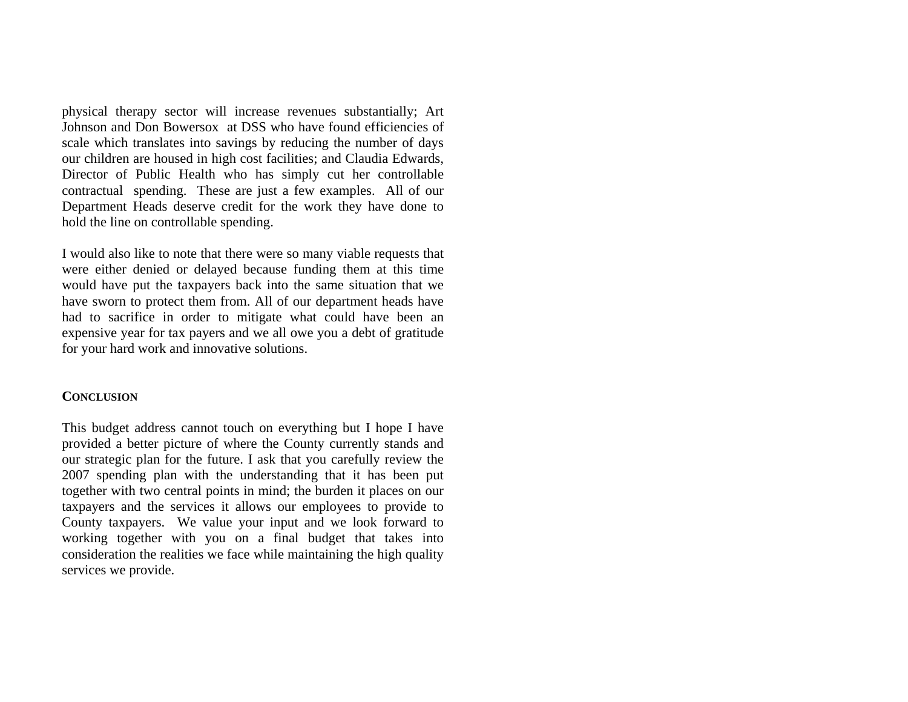physical therapy sector will increase revenues substantially; Art Johnson and Don Bowersox at DSS who have found efficiencies of scale which translates into savings by reducing the number of days our children are housed in high cost facilities; and Claudia Edwards, Director of Public Health who has simply cut her controllable contractual spending. These are just a few examples. All of our Department Heads deserve credit for the work they have done to hold the line on controllable spending.

I would also like to note that there were so many viable requests that were either denied or delayed because funding them at this time would have put the taxpayers back into the same situation that we have sworn to protect them from. All of our department heads have had to sacrifice in order to mitigate what could have been an expensive year for tax payers and we all owe you a debt of gratitude for your hard work and innovative solutions.

## CONCLUSION

This budget address cannot touch on everything but I hope I have provided a better picture of where the County currently stands and our strategic plan for the future. I ask that you carefully review the 2007 spending plan with the understanding that it has been put together with two central points in mind; the burden it places on our taxpayers and the services it allows our employees to provide to County taxpayers. We value your input and we look forward to working together with you on a final budget that takes into consideration the realities we face while maintaining the high quality services we provide.